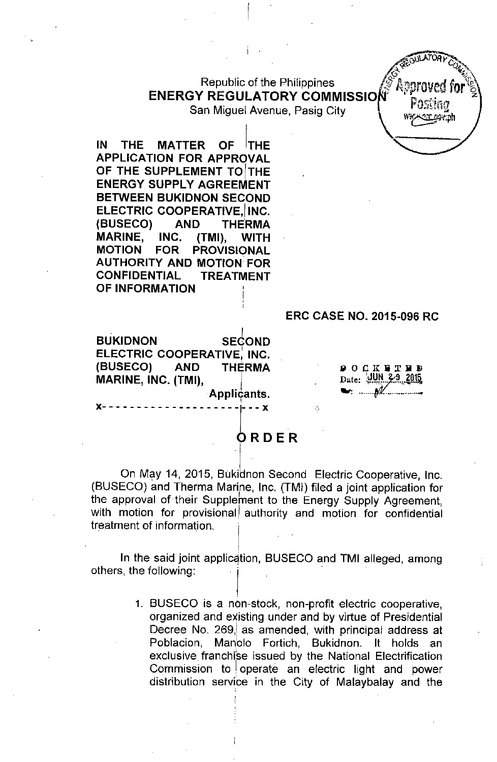Republic of the Philippines
**ENERGY REGULATORY COMMISSION**
San Miguel Avenue, Pasig City

Approved for Posting

**IN THE MATTER OF THE APPLICATION FOR APPROVAL OF THE SUPPLEMENT TO THE ENERGY SUPPLY AGREEMENT BETWEEN BUKIDNON SECOND ELECTRIC COOPERATIVE, INC. (BUSECO) AND THERMA MARINE, INC. (TMI), WITH MOTION FOR PROVISIONAL AUTHORITY AND MOTION FOR CONFIDENTIAL TREATMENT OF INFORMATION**

**ERC CASE NO. 2015-096 RC**

**BUKIDNON SECOND ELECTRIC COOPERATIVE, INC. (BUSECO) AND THERMA MARINE, INC. (TMI),**
**Applicants.**
x- - - - - - - - - - - - - - - - - - - - - - - -x

DOCKETED
Date: JUN 29 2015

# ORDER

On May 14, 2015, Bukidnon Second Electric Cooperative, Inc. (BUSECO) and Therma Marine, Inc. (TMI) filed a joint application for the approval of their Supplement to the Energy Supply Agreement, with motion for provisional authority and motion for confidential treatment of information.

In the said joint application, BUSECO and TMI alleged, among others, the following:

1. BUSECO is a non-stock, non-profit electric cooperative, organized and existing under and by virtue of Presidential Decree No. 269, as amended, with principal address at Poblacion, Manolo Fortich, Bukidnon. It holds an exclusive franchise issued by the National Electrification Commission to operate an electric light and power distribution service in the City of Malaybalay and the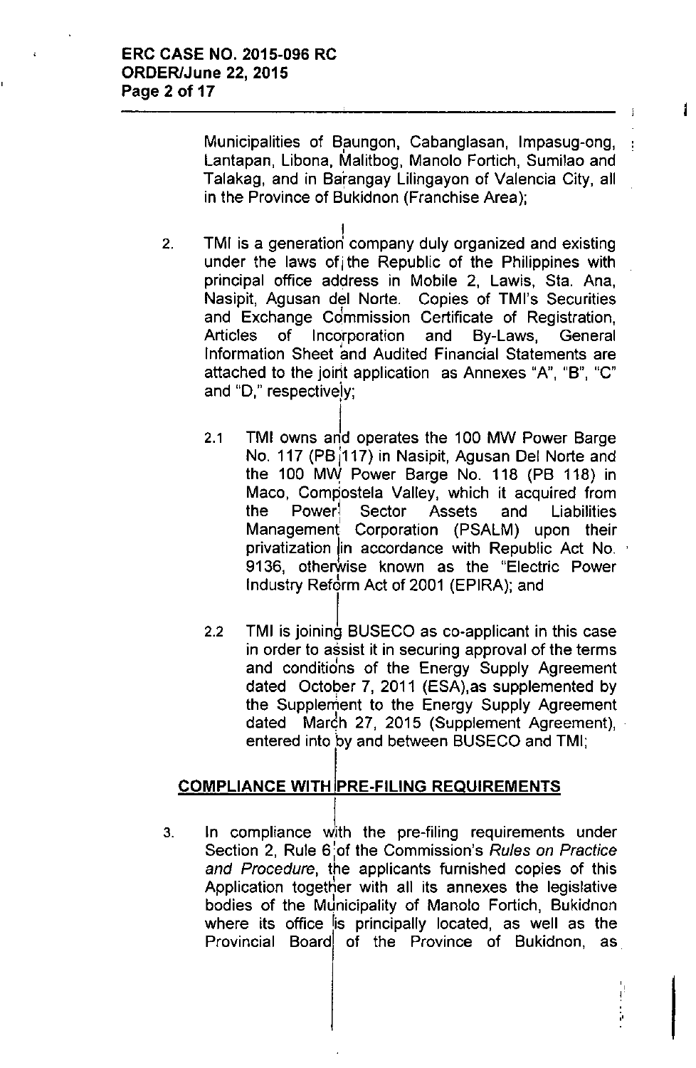Municipalities of Baungon, Cabanglasan, Impasug-ong, Lantapan, Libona, Malitbog, Manolo Fortich, Sumilao and Talakag, and in Barangay Lilingayon of Valencia City, all in the Province of Bukidnon (Franchise Area);

2. TMI is a generation company duly organized and existing under the laws of the Republic of the Philippines with principal office address in Mobile 2, Lawis, Sta. Ana, Nasipit, Agusan del Norte. Copies of TMI's Securities and Exchange Commission Certificate of Registration, Articles of Incorporation and By-Laws, General Information Sheet and Audited Financial Statements are attached to the joint application as Annexes "A", "B", "C" and "D," respectively;

   2.1 TMI owns and operates the 100 MW Power Barge No. 117 (PB 117) in Nasipit, Agusan Del Norte and the 100 MW Power Barge No. 118 (PB 118) in Maco, Compostela Valley, which it acquired from the Power Sector Assets and Liabilities Management Corporation (PSALM) upon their privatization in accordance with Republic Act No. 9136, otherwise known as the "Electric Power Industry Reform Act of 2001 (EPIRA); and

   2.2 TMI is joining BUSECO as co-applicant in this case in order to assist it in securing approval of the terms and conditions of the Energy Supply Agreement dated October 7, 2011 (ESA),as supplemented by the Supplement to the Energy Supply Agreement dated March 27, 2015 (Supplement Agreement), entered into by and between BUSECO and TMI;

**COMPLIANCE WITH PRE-FILING REQUIREMENTS**

3. In compliance with the pre-filing requirements under Section 2, Rule 6 of the Commission's *Rules on Practice and Procedure*, the applicants furnished copies of this Application together with all its annexes the legislative bodies of the Municipality of Manolo Fortich, Bukidnon where its office is principally located, as well as the Provincial Board of the Province of Bukidnon, as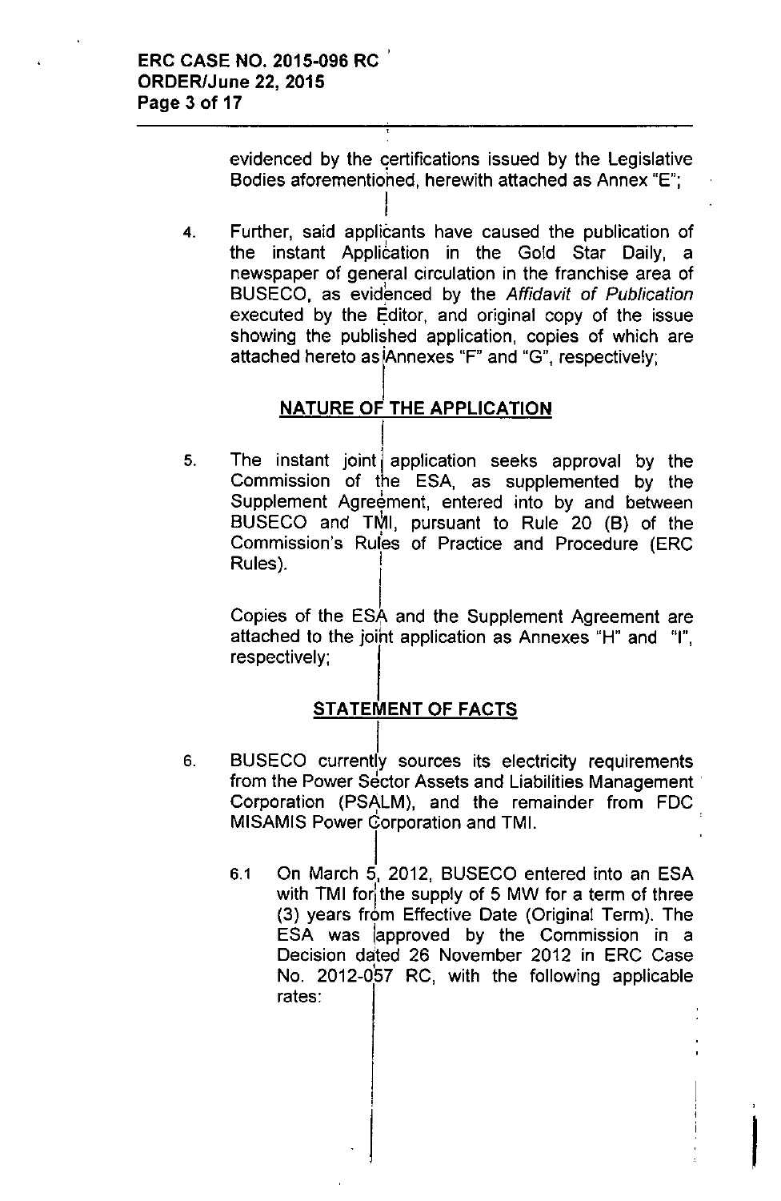evidenced by the certifications issued by the Legislative Bodies aforementioned, herewith attached as Annex "E";

4. Further, said applicants have caused the publication of the instant Application in the Gold Star Daily, a newspaper of general circulation in the franchise area of BUSECO, as evidenced by the *Affidavit of Publication* executed by the Editor, and original copy of the issue showing the published application, copies of which are attached hereto as Annexes "F" and "G", respectively;

## NATURE OF THE APPLICATION

5. The instant joint application seeks approval by the Commission of the ESA, as supplemented by the Supplement Agreement, entered into by and between BUSECO and TMI, pursuant to Rule 20 (B) of the Commission's Rules of Practice and Procedure (ERC Rules).

   Copies of the ESA and the Supplement Agreement are attached to the joint application as Annexes "H" and "I", respectively;

## STATEMENT OF FACTS

6. BUSECO currently sources its electricity requirements from the Power Sector Assets and Liabilities Management Corporation (PSALM), and the remainder from FDC MISAMIS Power Corporation and TMI.

   6.1 On March 5, 2012, BUSECO entered into an ESA with TMI for the supply of 5 MW for a term of three (3) years from Effective Date (Original Term). The ESA was approved by the Commission in a Decision dated 26 November 2012 in ERC Case No. 2012-057 RC, with the following applicable rates: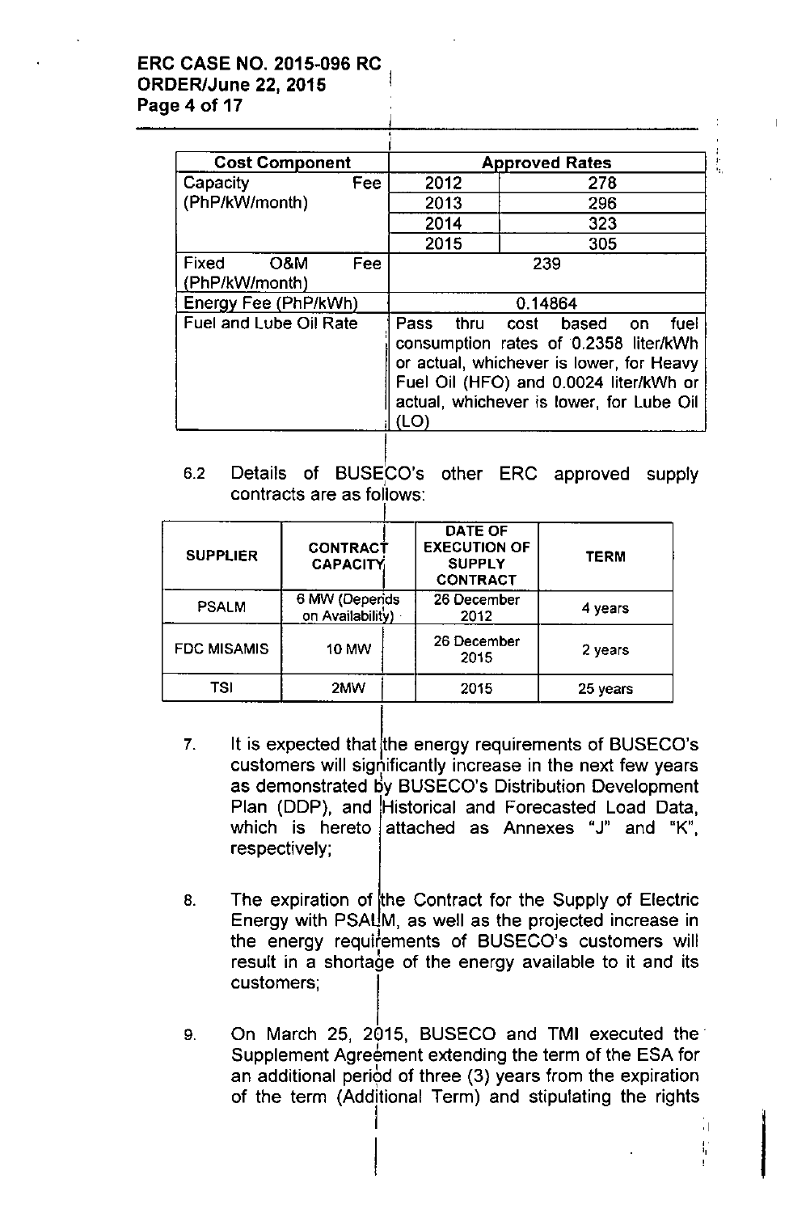| Cost Component | Approved Rates | |
|---|---|---|
| Capacity Fee (PhP/kW/month) | 2012 | 278 |
| | 2013 | 296 |
| | 2014 | 323 |
| | 2015 | 305 |
| Fixed O&M Fee (PhP/kW/month) | 239 | |
| Energy Fee (PhP/kWh) | 0.14864 | |
| Fuel and Lube Oil Rate | Pass thru cost based on fuel consumption rates of 0.2358 liter/kWh or actual, whichever is lower, for Heavy Fuel Oil (HFO) and 0.0024 liter/kWh or actual, whichever is lower, for Lube Oil (LO) | |

6.2 Details of BUSECO's other ERC approved supply contracts are as follows:

| SUPPLIER | CONTRACT CAPACITY | DATE OF EXECUTION OF SUPPLY CONTRACT | TERM |
|---|---|---|---|
| PSALM | 6 MW (Depends on Availability) | 26 December 2012 | 4 years |
| FDC MISAMIS | 10 MW | 26 December 2015 | 2 years |
| TSI | 2MW | 2015 | 25 years |

7. It is expected that the energy requirements of BUSECO's customers will significantly increase in the next few years as demonstrated by BUSECO's Distribution Development Plan (DDP), and Historical and Forecasted Load Data, which is hereto attached as Annexes "J" and "K", respectively;

8. The expiration of the Contract for the Supply of Electric Energy with PSALM, as well as the projected increase in the energy requirements of BUSECO's customers will result in a shortage of the energy available to it and its customers;

9. On March 25, 2015, BUSECO and TMI executed the Supplement Agreement extending the term of the ESA for an additional period of three (3) years from the expiration of the term (Additional Term) and stipulating the rights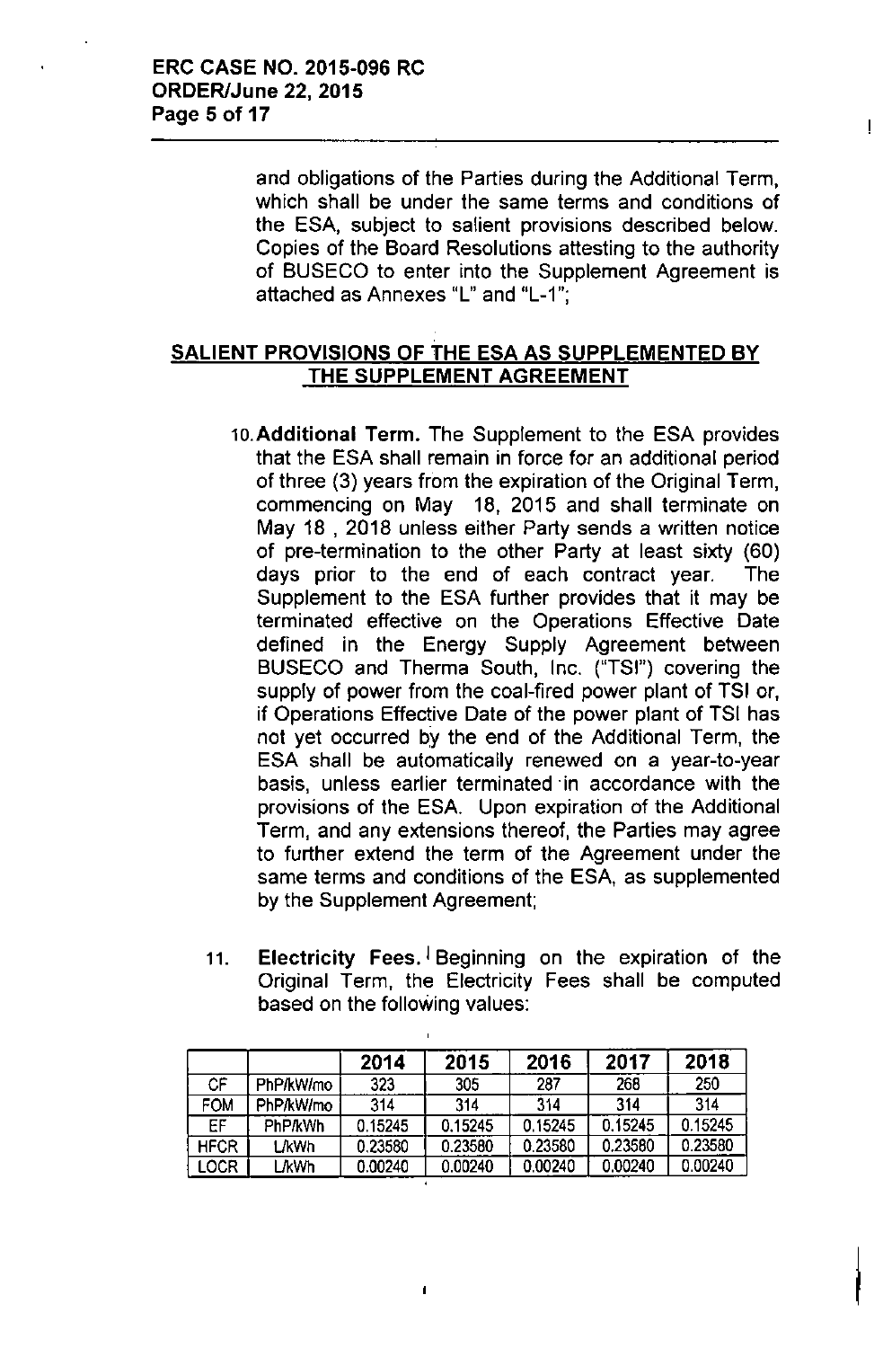and obligations of the Parties during the Additional Term, which shall be under the same terms and conditions of the ESA, subject to salient provisions described below. Copies of the Board Resolutions attesting to the authority of BUSECO to enter into the Supplement Agreement is attached as Annexes "L" and "L-1";

## SALIENT PROVISIONS OF THE ESA AS SUPPLEMENTED BY THE SUPPLEMENT AGREEMENT

10. **Additional Term.** The Supplement to the ESA provides that the ESA shall remain in force for an additional period of three (3) years from the expiration of the Original Term, commencing on May 18, 2015 and shall terminate on May 18 , 2018 unless either Party sends a written notice of pre-termination to the other Party at least sixty (60) days prior to the end of each contract year. The Supplement to the ESA further provides that it may be terminated effective on the Operations Effective Date defined in the Energy Supply Agreement between BUSECO and Therma South, Inc. ("TSI") covering the supply of power from the coal-fired power plant of TSI or, if Operations Effective Date of the power plant of TSI has not yet occurred by the end of the Additional Term, the ESA shall be automatically renewed on a year-to-year basis, unless earlier terminated in accordance with the provisions of the ESA. Upon expiration of the Additional Term, and any extensions thereof, the Parties may agree to further extend the term of the Agreement under the same terms and conditions of the ESA, as supplemented by the Supplement Agreement;

11. **Electricity Fees.** Beginning on the expiration of the Original Term, the Electricity Fees shall be computed based on the following values:

| | | 2014 | 2015 | 2016 | 2017 | 2018 |
|---|---|---|---|---|---|---|
| CF | PhP/kW/mo | 323 | 305 | 287 | 268 | 250 |
| FOM | PhP/kW/mo | 314 | 314 | 314 | 314 | 314 |
| EF | PhP/kWh | 0.15245 | 0.15245 | 0.15245 | 0.15245 | 0.15245 |
| HFCR | L/kWh | 0.23580 | 0.23580 | 0.23580 | 0.23580 | 0.23580 |
| LOCR | L/kWh | 0.00240 | 0.00240 | 0.00240 | 0.00240 | 0.00240 |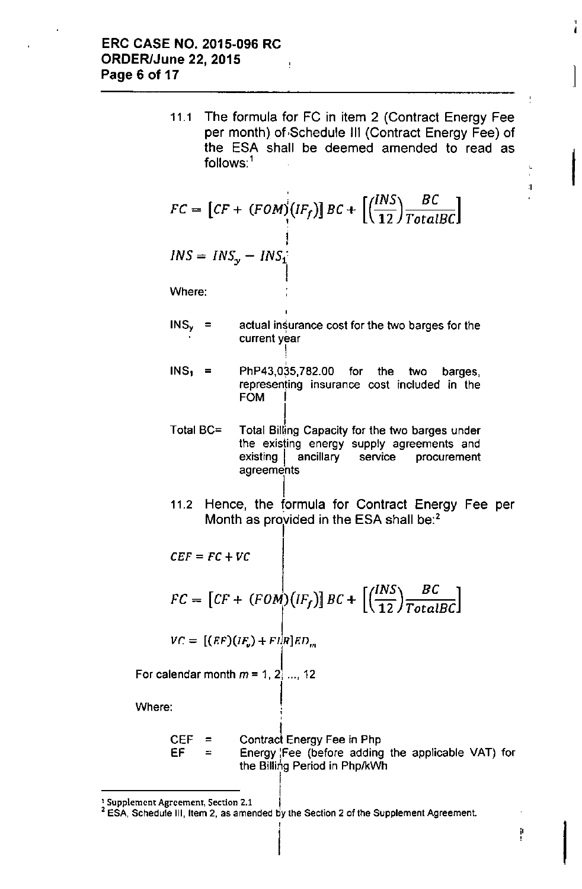11.1 The formula for FC in item 2 (Contract Energy Fee per month) of Schedule III (Contract Energy Fee) of the ESA shall be deemed amended to read as follows:[1]

$$FC = \left[CF + (FOM)(IF_f)\right] BC + \left[\left(\frac{INS}{12}\right)\frac{BC}{TotalBC}\right]$$

$$INS = INS_y - INS_1$$

Where:

$INS_y$ = actual insurance cost for the two barges for the current year

$INS_1$ = PhP43,035,782.00 for the two barges, representing insurance cost included in the FOM

Total BC= Total Billing Capacity for the two barges under the existing energy supply agreements and existing ancillary service procurement agreements

11.2 Hence, the formula for Contract Energy Fee per Month as provided in the ESA shall be:[2]

$$CEF = FC + VC$$

$$FC = \left[CF + (FOM)(IF_f)\right] BC + \left[\left(\frac{INS}{12}\right)\frac{BC}{TotalBC}\right]$$

$$VC = \left[(EF)(IF_v) + FLR\right] ED_m$$

For calendar month $m$ = 1, 2, ..., 12

Where:

CEF = Contract Energy Fee in Php

EF = Energy Fee (before adding the applicable VAT) for the Billing Period in Php/kWh

---

[1] Supplement Agreement, Section 2.1

[2] ESA, Schedule III, Item 2, as amended by the Section 2 of the Supplement Agreement.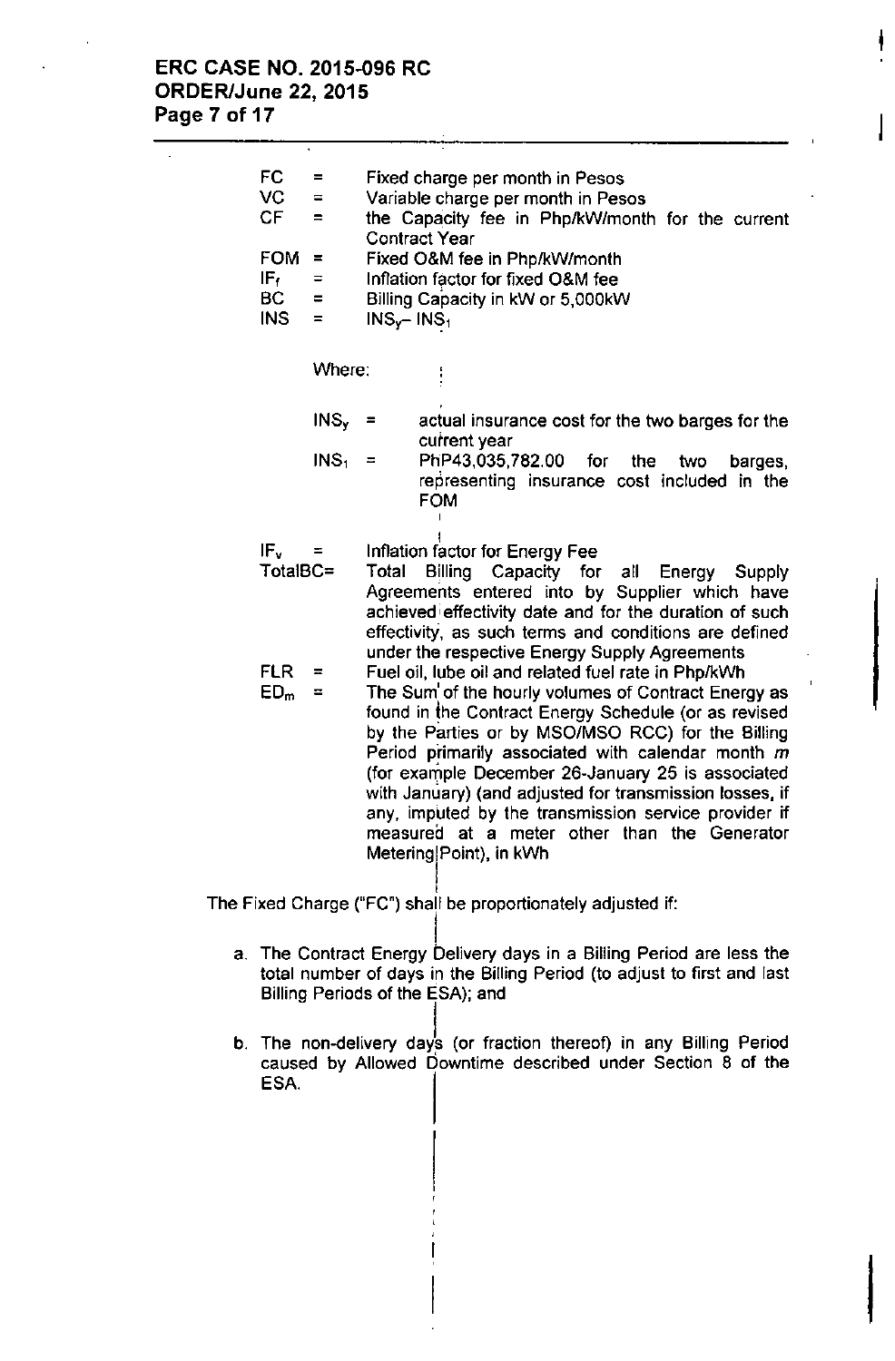FC = Fixed charge per month in Pesos

VC = Variable charge per month in Pesos

CF = the Capacity fee in Php/kW/month for the current Contract Year

FOM = Fixed O&M fee in Php/kW/month

$IF_f$ = Inflation factor for fixed O&M fee

BC = Billing Capacity in kW or 5,000kW

INS = $INS_y - INS_1$

Where:

$INS_y$ = actual insurance cost for the two barges for the current year

$INS_1$ = PhP43,035,782.00 for the two barges, representing insurance cost included in the FOM

$IF_v$ = Inflation factor for Energy Fee

TotalBC= Total Billing Capacity for all Energy Supply Agreements entered into by Supplier which have achieved effectivity date and for the duration of such effectivity, as such terms and conditions are defined under the respective Energy Supply Agreements

FLR = Fuel oil, lube oil and related fuel rate in Php/kWh

$ED_m$ = The Sum of the hourly volumes of Contract Energy as found in the Contract Energy Schedule (or as revised by the Parties or by MSO/MSO RCC) for the Billing Period primarily associated with calendar month *m* (for example December 26-January 25 is associated with January) (and adjusted for transmission losses, if any, imputed by the transmission service provider if measured at a meter other than the Generator Metering Point), in kWh

The Fixed Charge ("FC") shall be proportionately adjusted if:

a. The Contract Energy Delivery days in a Billing Period are less the total number of days in the Billing Period (to adjust to first and last Billing Periods of the ESA); and

b. The non-delivery days (or fraction thereof) in any Billing Period caused by Allowed Downtime described under Section 8 of the ESA.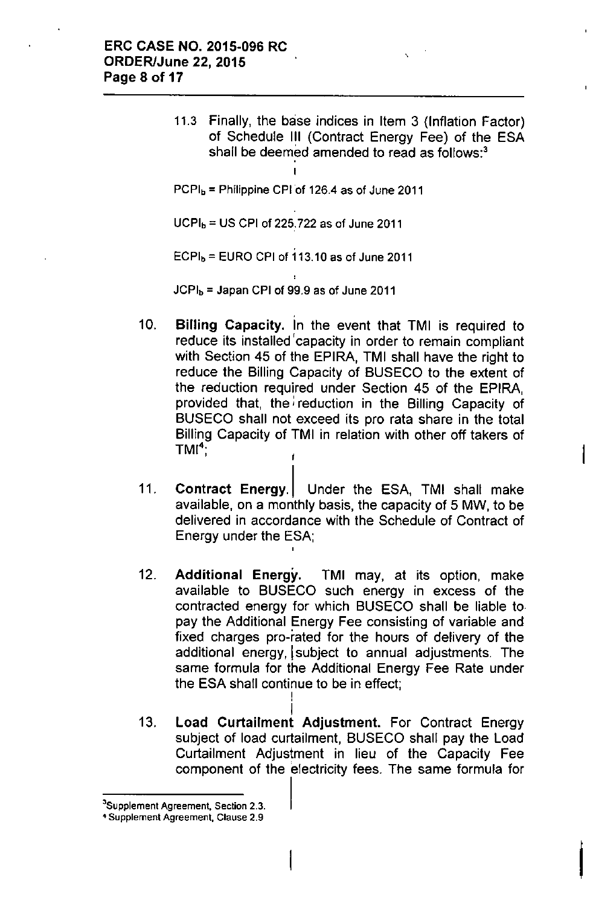11.3 Finally, the base indices in Item 3 (Inflation Factor) of Schedule III (Contract Energy Fee) of the ESA shall be deemed amended to read as follows:[3]

$PCPI_b$ = Philippine CPI of 126.4 as of June 2011

$UCPI_b$ = US CPI of 225.722 as of June 2011

$ECPI_b$ = EURO CPI of 113.10 as of June 2011

$JCPI_b$ = Japan CPI of 99.9 as of June 2011

10. **Billing Capacity.** In the event that TMI is required to reduce its installed capacity in order to remain compliant with Section 45 of the EPIRA, TMI shall have the right to reduce the Billing Capacity of BUSECO to the extent of the reduction required under Section 45 of the EPIRA, provided that, the reduction in the Billing Capacity of BUSECO shall not exceed its pro rata share in the total Billing Capacity of TMI in relation with other off takers of TMI[4];

11. **Contract Energy.** Under the ESA, TMI shall make available, on a monthly basis, the capacity of 5 MW, to be delivered in accordance with the Schedule of Contract of Energy under the ESA;

12. **Additional Energy.** TMI may, at its option, make available to BUSECO such energy in excess of the contracted energy for which BUSECO shall be liable to pay the Additional Energy Fee consisting of variable and fixed charges pro-rated for the hours of delivery of the additional energy, subject to annual adjustments. The same formula for the Additional Energy Fee Rate under the ESA shall continue to be in effect;

13. **Load Curtailment Adjustment.** For Contract Energy subject of load curtailment, BUSECO shall pay the Load Curtailment Adjustment in lieu of the Capacity Fee component of the electricity fees. The same formula for

---

[3] Supplement Agreement, Section 2.3.

[4] Supplement Agreement, Clause 2.9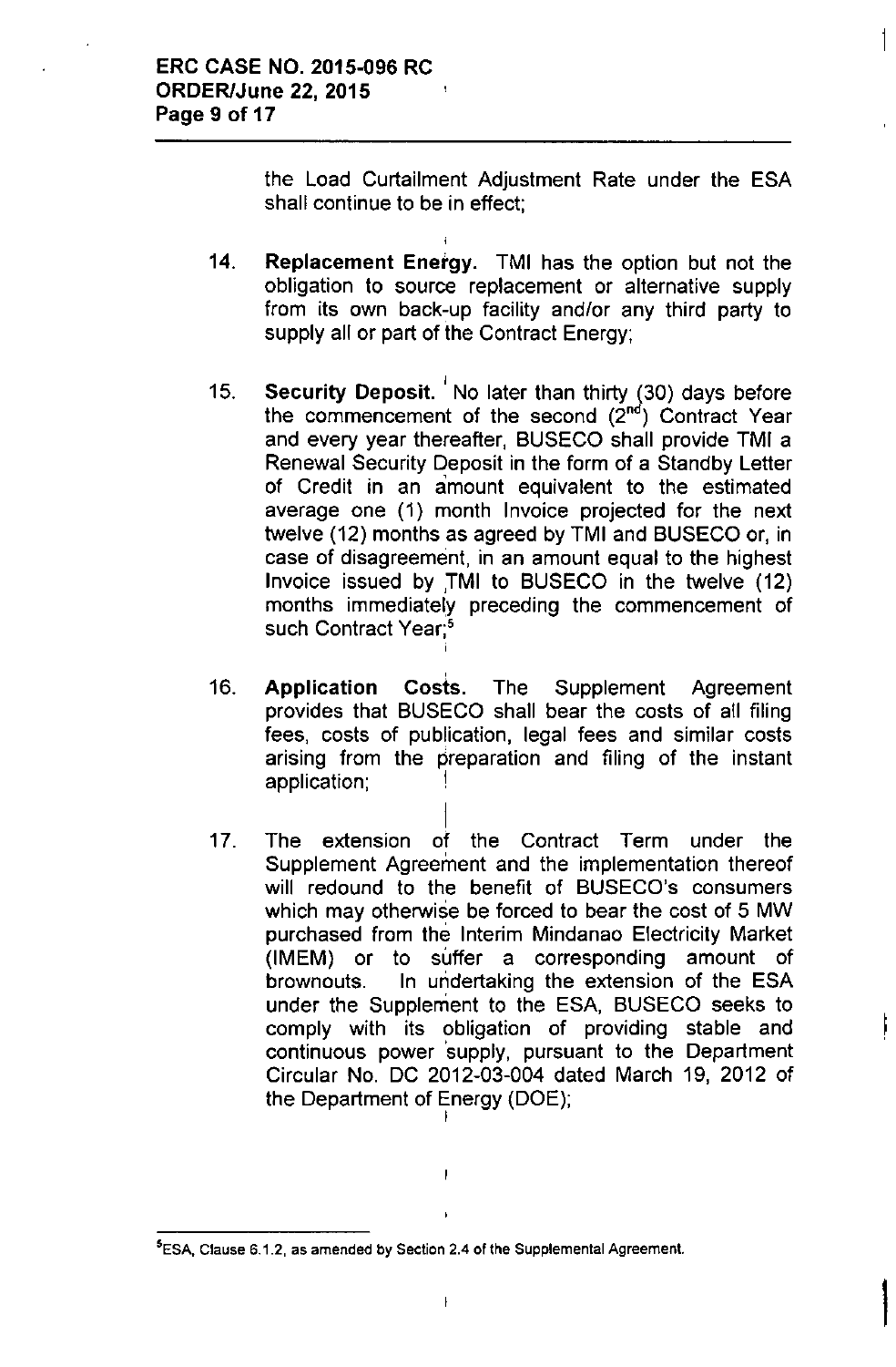the Load Curtailment Adjustment Rate under the ESA shall continue to be in effect;

14. **Replacement Energy.** TMI has the option but not the obligation to source replacement or alternative supply from its own back-up facility and/or any third party to supply all or part of the Contract Energy;

15. **Security Deposit.** No later than thirty (30) days before the commencement of the second ($2^{nd}$) Contract Year and every year thereafter, BUSECO shall provide TMI a Renewal Security Deposit in the form of a Standby Letter of Credit in an amount equivalent to the estimated average one (1) month Invoice projected for the next twelve (12) months as agreed by TMI and BUSECO or, in case of disagreement, in an amount equal to the highest Invoice issued by TMI to BUSECO in the twelve (12) months immediately preceding the commencement of such Contract Year;[5]

16. **Application Costs.** The Supplement Agreement provides that BUSECO shall bear the costs of all filing fees, costs of publication, legal fees and similar costs arising from the preparation and filing of the instant application;

17. The extension of the Contract Term under the Supplement Agreement and the implementation thereof will redound to the benefit of BUSECO's consumers which may otherwise be forced to bear the cost of 5 MW purchased from the Interim Mindanao Electricity Market (IMEM) or to suffer a corresponding amount of brownouts. In undertaking the extension of the ESA under the Supplement to the ESA, BUSECO seeks to comply with its obligation of providing stable and continuous power supply, pursuant to the Department Circular No. DC 2012-03-004 dated March 19, 2012 of the Department of Energy (DOE);

---

[5] ESA, Clause 6.1.2, as amended by Section 2.4 of the Supplemental Agreement.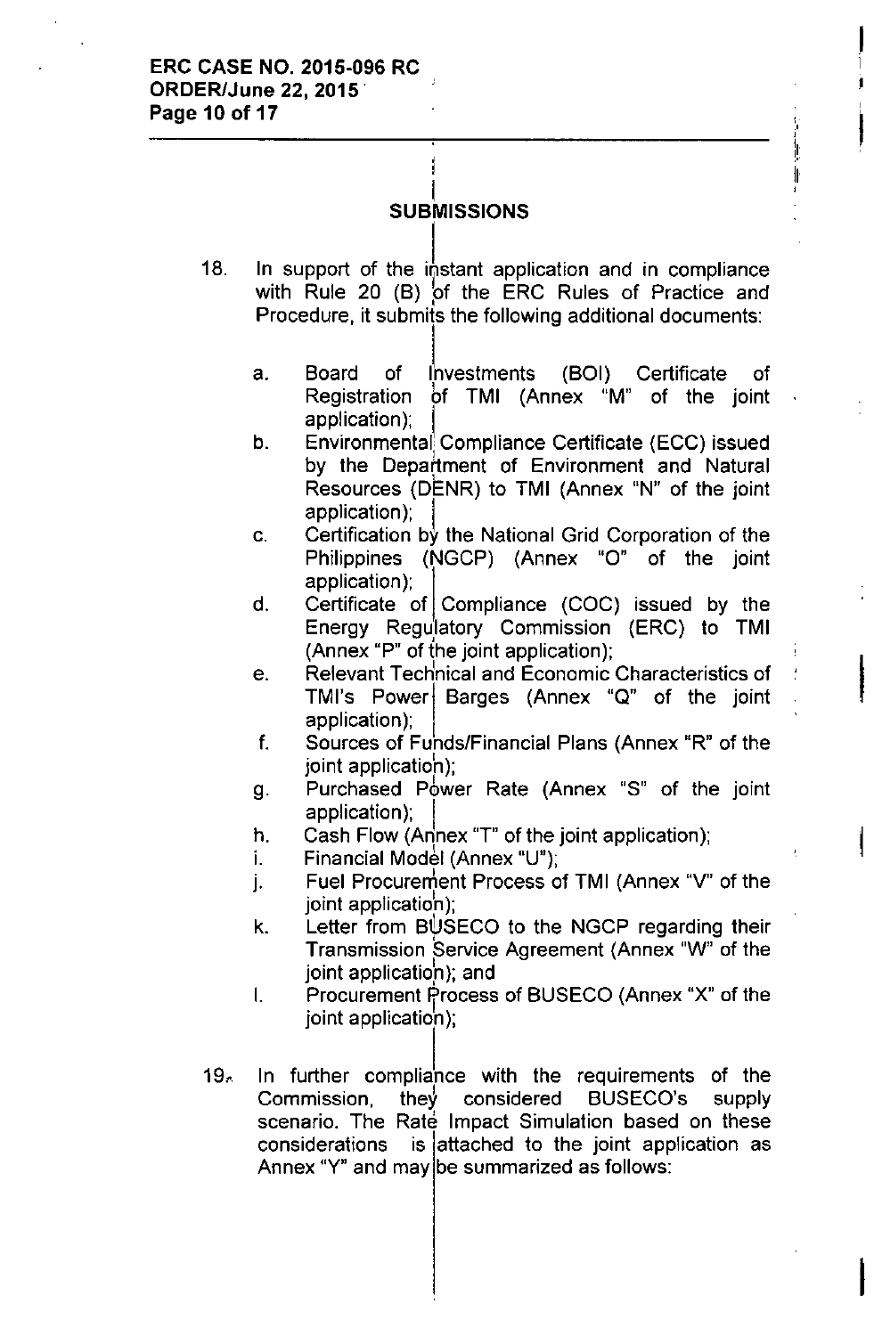## SUBMISSIONS

18. In support of the instant application and in compliance with Rule 20 (B) of the ERC Rules of Practice and Procedure, it submits the following additional documents:

    a. Board of Investments (BOI) Certificate of Registration of TMI (Annex "M" of the joint application);
    b. Environmental Compliance Certificate (ECC) issued by the Department of Environment and Natural Resources (DENR) to TMI (Annex "N" of the joint application);
    c. Certification by the National Grid Corporation of the Philippines (NGCP) (Annex "O" of the joint application);
    d. Certificate of Compliance (COC) issued by the Energy Regulatory Commission (ERC) to TMI (Annex "P" of the joint application);
    e. Relevant Technical and Economic Characteristics of TMI's Power Barges (Annex "Q" of the joint application);
    f. Sources of Funds/Financial Plans (Annex "R" of the joint application);
    g. Purchased Power Rate (Annex "S" of the joint application);
    h. Cash Flow (Annex "T" of the joint application);
    i. Financial Model (Annex "U");
    j. Fuel Procurement Process of TMI (Annex "V" of the joint application);
    k. Letter from BUSECO to the NGCP regarding their Transmission Service Agreement (Annex "W" of the joint application); and
    l. Procurement Process of BUSECO (Annex "X" of the joint application);

19. In further compliance with the requirements of the Commission, they considered BUSECO's supply scenario. The Rate Impact Simulation based on these considerations is attached to the joint application as Annex "Y" and may be summarized as follows: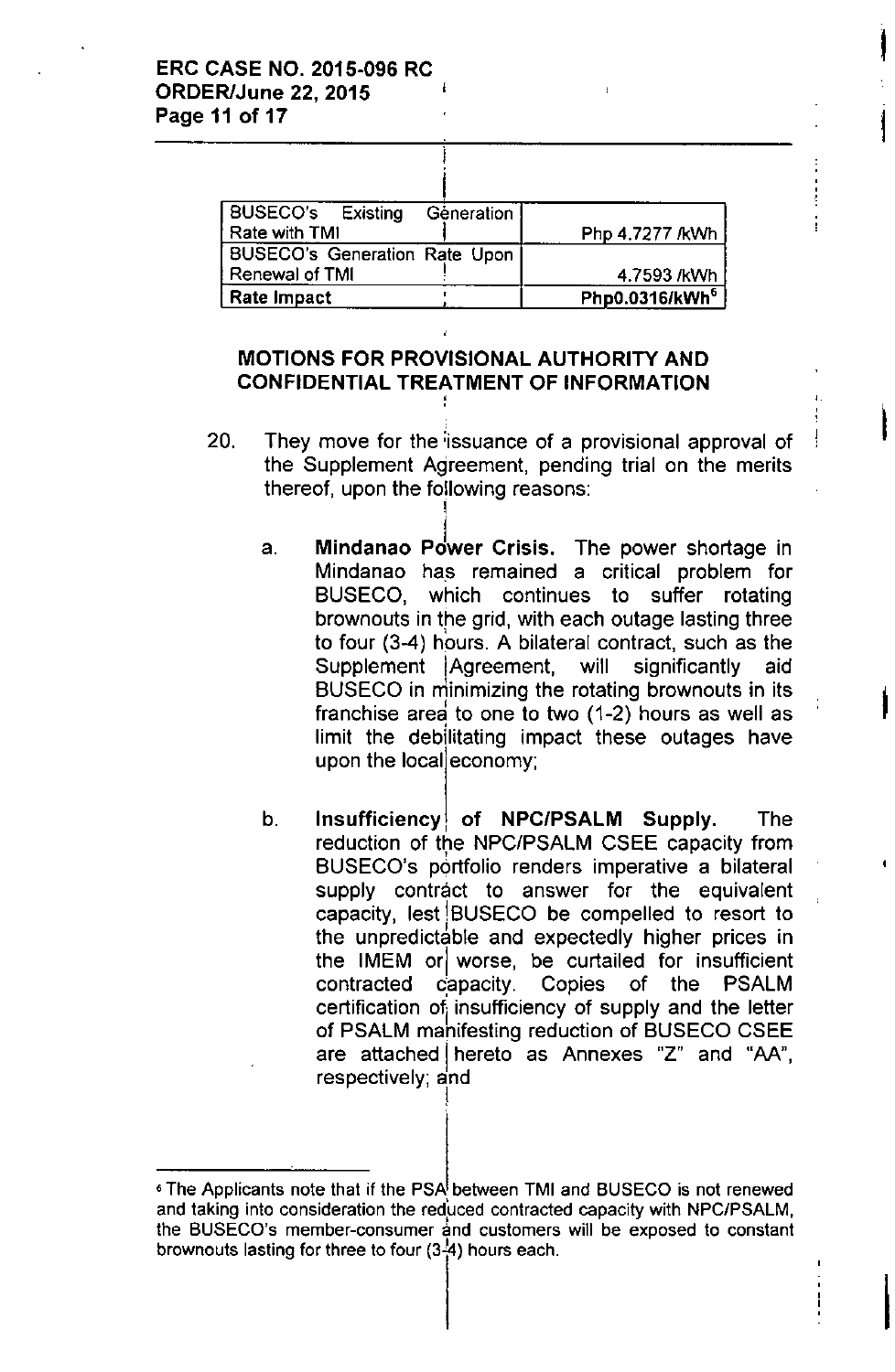| | |
|---|---|
| BUSECO's Existing Generation Rate with TMI | Php 4.7277 /kWh |
| BUSECO's Generation Rate Upon Renewal of TMI | 4.7593 /kWh |
| **Rate Impact** | **Php0.0316/kWh[6]** |

## MOTIONS FOR PROVISIONAL AUTHORITY AND CONFIDENTIAL TREATMENT OF INFORMATION

20. They move for the issuance of a provisional approval of the Supplement Agreement, pending trial on the merits thereof, upon the following reasons:

    a. **Mindanao Power Crisis.** The power shortage in Mindanao has remained a critical problem for BUSECO, which continues to suffer rotating brownouts in the grid, with each outage lasting three to four (3-4) hours. A bilateral contract, such as the Supplement Agreement, will significantly aid BUSECO in minimizing the rotating brownouts in its franchise area to one to two (1-2) hours as well as limit the debilitating impact these outages have upon the local economy;

    b. **Insufficiency of NPC/PSALM Supply.** The reduction of the NPC/PSALM CSEE capacity from BUSECO's portfolio renders imperative a bilateral supply contract to answer for the equivalent capacity, lest BUSECO be compelled to resort to the unpredictable and expectedly higher prices in the IMEM or worse, be curtailed for insufficient contracted capacity. Copies of the PSALM certification of insufficiency of supply and the letter of PSALM manifesting reduction of BUSECO CSEE are attached hereto as Annexes "Z" and "AA", respectively; and

---

[6] The Applicants note that if the PSA between TMI and BUSECO is not renewed and taking into consideration the reduced contracted capacity with NPC/PSALM, the BUSECO's member-consumer and customers will be exposed to constant brownouts lasting for three to four (3-4) hours each.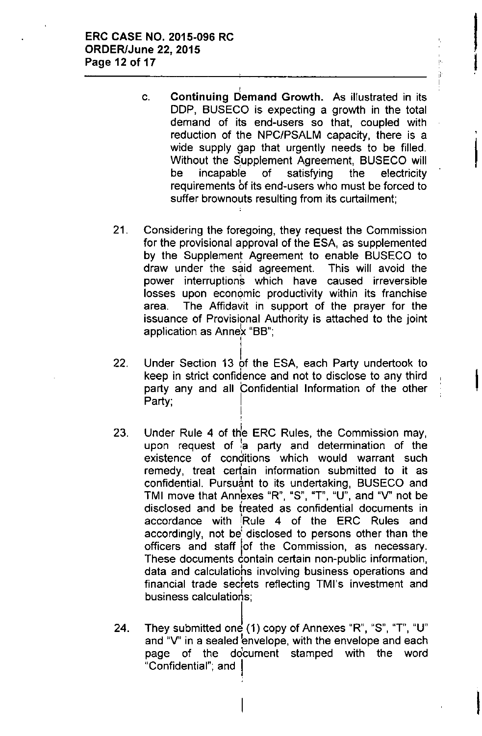c. **Continuing Demand Growth.** As illustrated in its DDP, BUSECO is expecting a growth in the total demand of its end-users so that, coupled with reduction of the NPC/PSALM capacity, there is a wide supply gap that urgently needs to be filled. Without the Supplement Agreement, BUSECO will be incapable of satisfying the electricity requirements of its end-users who must be forced to suffer brownouts resulting from its curtailment;

21. Considering the foregoing, they request the Commission for the provisional approval of the ESA, as supplemented by the Supplement Agreement to enable BUSECO to draw under the said agreement. This will avoid the power interruptions which have caused irreversible losses upon economic productivity within its franchise area. The Affidavit in support of the prayer for the issuance of Provisional Authority is attached to the joint application as Annex "BB";

22. Under Section 13 of the ESA, each Party undertook to keep in strict confidence and not to disclose to any third party any and all Confidential Information of the other Party;

23. Under Rule 4 of the ERC Rules, the Commission may, upon request of a party and determination of the existence of conditions which would warrant such remedy, treat certain information submitted to it as confidential. Pursuant to its undertaking, BUSECO and TMI move that Annexes "R", "S", "T", "U", and "V" not be disclosed and be treated as confidential documents in accordance with Rule 4 of the ERC Rules and accordingly, not be disclosed to persons other than the officers and staff of the Commission, as necessary. These documents contain certain non-public information, data and calculations involving business operations and financial trade secrets reflecting TMI's investment and business calculations;

24. They submitted one (1) copy of Annexes "R", "S", "T", "U" and "V" in a sealed envelope, with the envelope and each page of the document stamped with the word "Confidential"; and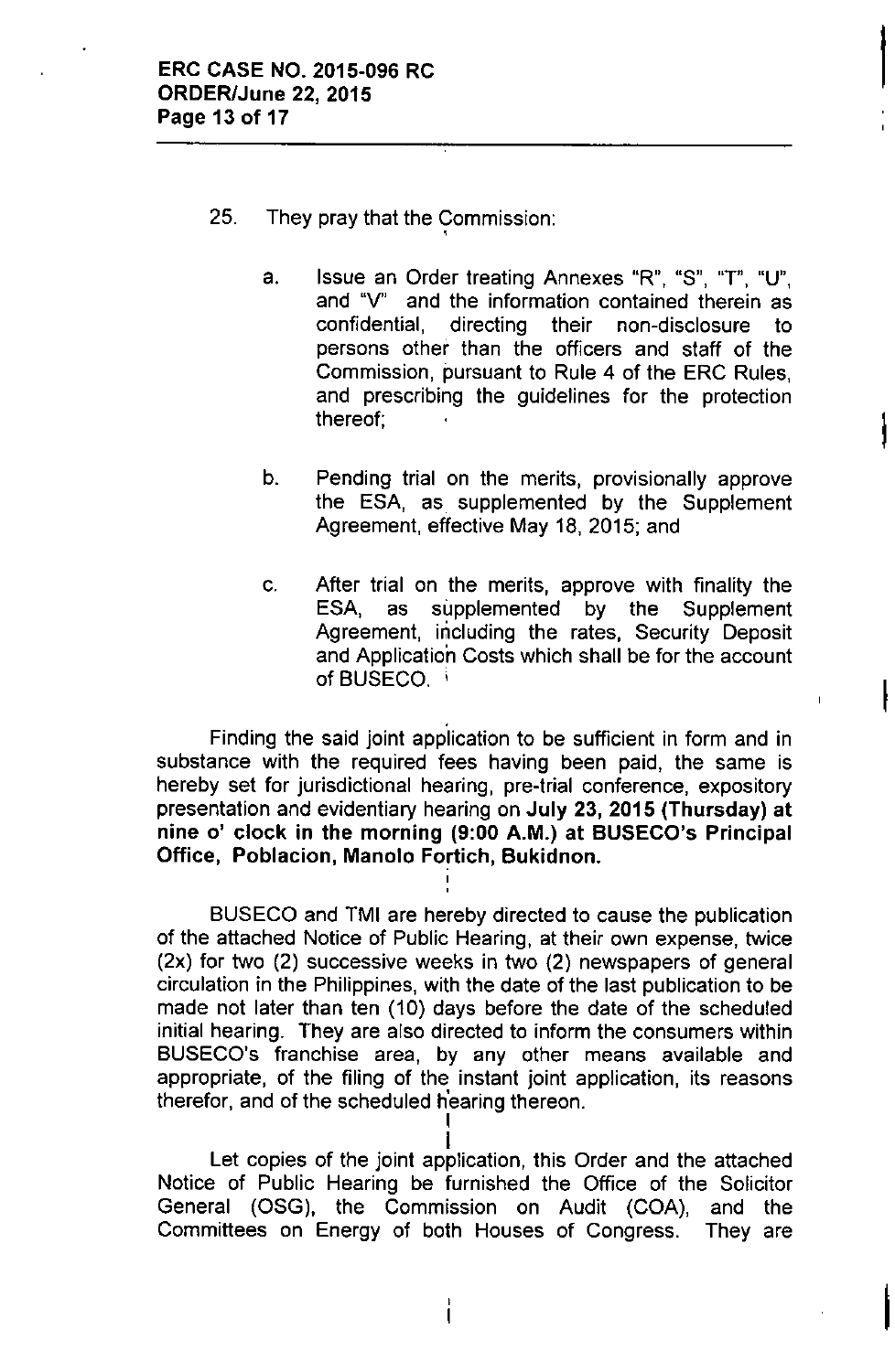25. They pray that the Commission:

   a. Issue an Order treating Annexes "R", "S", "T", "U", and "V" and the information contained therein as confidential, directing their non-disclosure to persons other than the officers and staff of the Commission, pursuant to Rule 4 of the ERC Rules, and prescribing the guidelines for the protection thereof;

   b. Pending trial on the merits, provisionally approve the ESA, as supplemented by the Supplement Agreement, effective May 18, 2015; and

   c. After trial on the merits, approve with finality the ESA, as supplemented by the Supplement Agreement, including the rates, Security Deposit and Application Costs which shall be for the account of BUSECO.

Finding the said joint application to be sufficient in form and in substance with the required fees having been paid, the same is hereby set for jurisdictional hearing, pre-trial conference, expository presentation and evidentiary hearing on **July 23, 2015 (Thursday) at nine o' clock in the morning (9:00 A.M.) at BUSECO's Principal Office, Poblacion, Manolo Fortich, Bukidnon.**

BUSECO and TMI are hereby directed to cause the publication of the attached Notice of Public Hearing, at their own expense, twice (2x) for two (2) successive weeks in two (2) newspapers of general circulation in the Philippines, with the date of the last publication to be made not later than ten (10) days before the date of the scheduled initial hearing. They are also directed to inform the consumers within BUSECO's franchise area, by any other means available and appropriate, of the filing of the instant joint application, its reasons therefor, and of the scheduled hearing thereon.

Let copies of the joint application, this Order and the attached Notice of Public Hearing be furnished the Office of the Solicitor General (OSG), the Commission on Audit (COA), and the Committees on Energy of both Houses of Congress. They are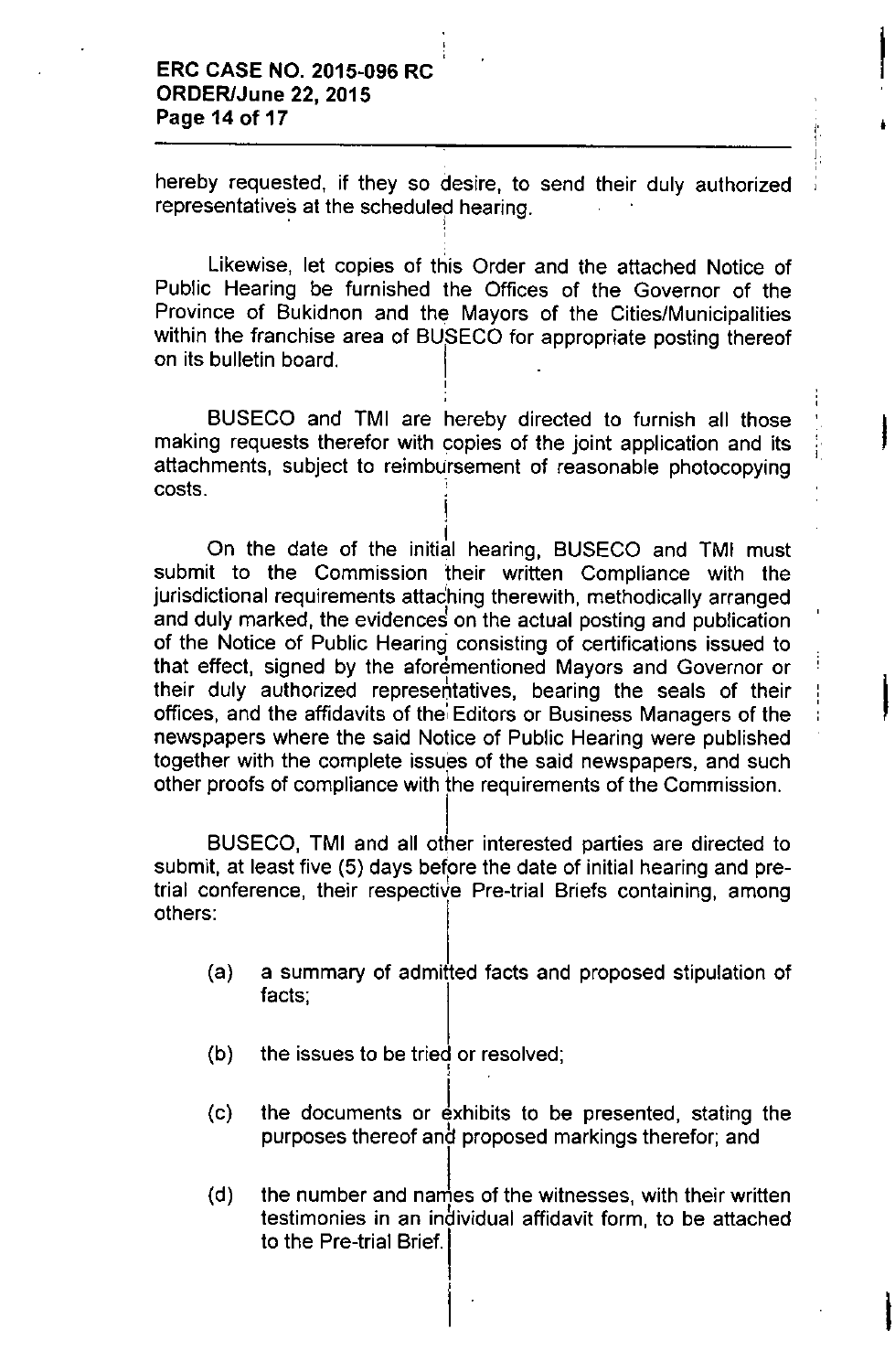hereby requested, if they so desire, to send their duly authorized representatives at the scheduled hearing.

Likewise, let copies of this Order and the attached Notice of Public Hearing be furnished the Offices of the Governor of the Province of Bukidnon and the Mayors of the Cities/Municipalities within the franchise area of BUSECO for appropriate posting thereof on its bulletin board.

BUSECO and TMI are hereby directed to furnish all those making requests therefor with copies of the joint application and its attachments, subject to reimbursement of reasonable photocopying costs.

On the date of the initial hearing, BUSECO and TMI must submit to the Commission their written Compliance with the jurisdictional requirements attaching therewith, methodically arranged and duly marked, the evidences on the actual posting and publication of the Notice of Public Hearing consisting of certifications issued to that effect, signed by the aforementioned Mayors and Governor or their duly authorized representatives, bearing the seals of their offices, and the affidavits of the Editors or Business Managers of the newspapers where the said Notice of Public Hearing were published together with the complete issues of the said newspapers, and such other proofs of compliance with the requirements of the Commission.

BUSECO, TMI and all other interested parties are directed to submit, at least five (5) days before the date of initial hearing and pre-trial conference, their respective Pre-trial Briefs containing, among others:

(a) a summary of admitted facts and proposed stipulation of facts;

(b) the issues to be tried or resolved;

(c) the documents or exhibits to be presented, stating the purposes thereof and proposed markings therefor; and

(d) the number and names of the witnesses, with their written testimonies in an individual affidavit form, to be attached to the Pre-trial Brief.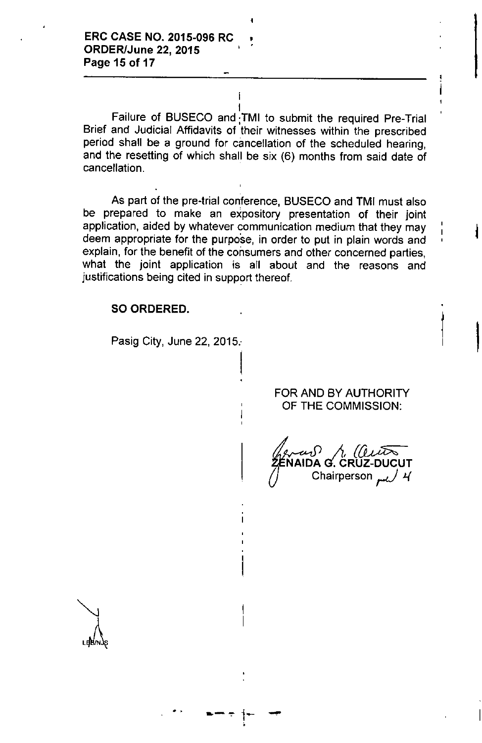Failure of BUSECO and TMI to submit the required Pre-Trial Brief and Judicial Affidavits of their witnesses within the prescribed period shall be a ground for cancellation of the scheduled hearing, and the resetting of which shall be six (6) months from said date of cancellation.

As part of the pre-trial conference, BUSECO and TMI must also be prepared to make an expository presentation of their joint application, aided by whatever communication medium that they may deem appropriate for the purpose, in order to put in plain words and explain, for the benefit of the consumers and other concerned parties, what the joint application is all about and the reasons and justifications being cited in support thereof.

**SO ORDERED.**

Pasig City, June 22, 2015.

FOR AND BY AUTHORITY
OF THE COMMISSION:

ZENAIDA G. CRUZ-DUCUT
Chairperson

LEB/NJS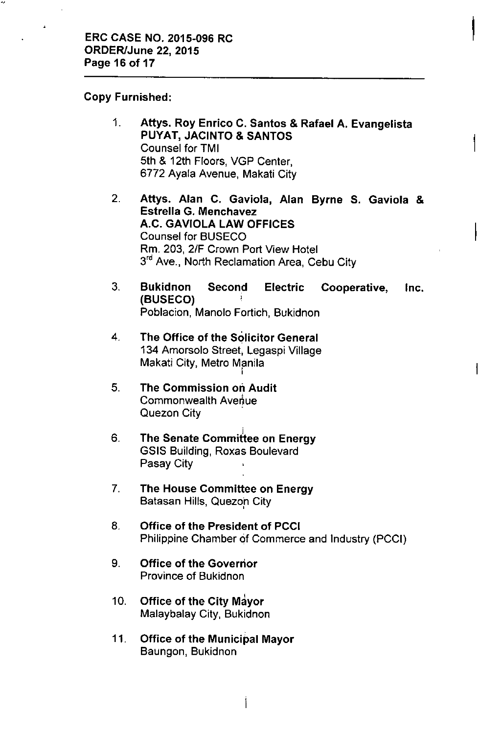**Copy Furnished:**

1. **Attys. Roy Enrico C. Santos & Rafael A. Evangelista**
   **PUYAT, JACINTO & SANTOS**
   Counsel for TMI
   5th & 12th Floors, VGP Center,
   6772 Ayala Avenue, Makati City

2. **Attys. Alan C. Gaviola, Alan Byrne S. Gaviola & Estrella G. Menchavez**
   **A.C. GAVIOLA LAW OFFICES**
   Counsel for BUSECO
   Rm. 203, 2/F Crown Port View Hotel
   3rd Ave., North Reclamation Area, Cebu City

3. **Bukidnon Second Electric Cooperative, Inc. (BUSECO)**
   Poblacion, Manolo Fortich, Bukidnon

4. **The Office of the Solicitor General**
   134 Amorsolo Street, Legaspi Village
   Makati City, Metro Manila

5. **The Commission on Audit**
   Commonwealth Avenue
   Quezon City

6. **The Senate Committee on Energy**
   GSIS Building, Roxas Boulevard
   Pasay City

7. **The House Committee on Energy**
   Batasan Hills, Quezon City

8. **Office of the President of PCCI**
   Philippine Chamber of Commerce and Industry (PCCI)

9. **Office of the Governor**
   Province of Bukidnon

10. **Office of the City Mayor**
    Malaybalay City, Bukidnon

11. **Office of the Municipal Mayor**
    Baungon, Bukidnon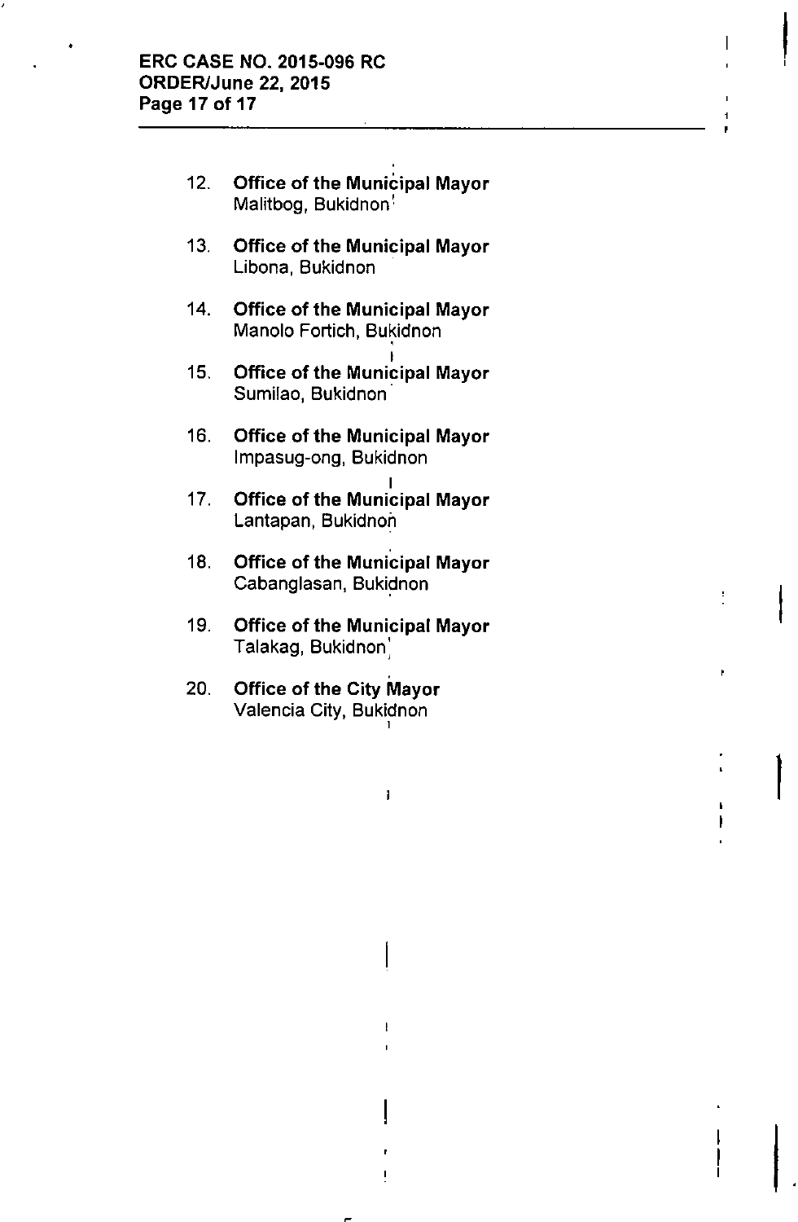12. **Office of the Municipal Mayor**
    Malitbog, Bukidnon

13. **Office of the Municipal Mayor**
    Libona, Bukidnon

14. **Office of the Municipal Mayor**
    Manolo Fortich, Bukidnon

15. **Office of the Municipal Mayor**
    Sumilao, Bukidnon

16. **Office of the Municipal Mayor**
    Impasug-ong, Bukidnon

17. **Office of the Municipal Mayor**
    Lantapan, Bukidnon

18. **Office of the Municipal Mayor**
    Cabanglasan, Bukidnon

19. **Office of the Municipal Mayor**
    Talakag, Bukidnon

20. **Office of the City Mayor**
    Valencia City, Bukidnon